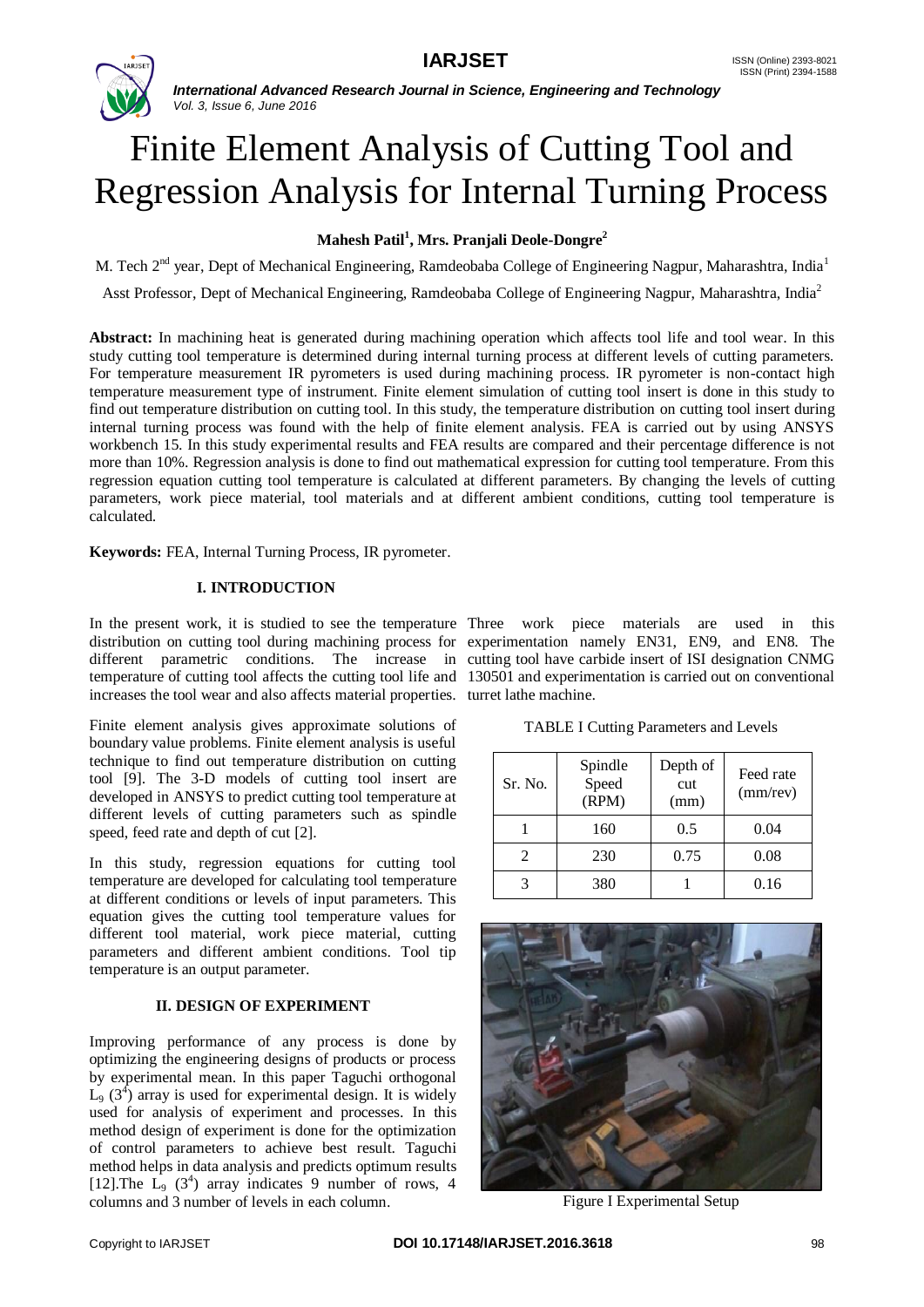# Finite Element Analysis of Cutting Tool and Regression Analysis for Internal Turning Process

**Mahesh Patil[1], Mrs. Pranjali Deole-Dongre[2]**

M. Tech 2nd year, Dept of Mechanical Engineering, Ramdeobaba College of Engineering Nagpur, Maharashtra, India[1]

Asst Professor, Dept of Mechanical Engineering, Ramdeobaba College of Engineering Nagpur, Maharashtra, India[2]

**Abstract:** In machining heat is generated during machining operation which affects tool life and tool wear. In this study cutting tool temperature is determined during internal turning process at different levels of cutting parameters. For temperature measurement IR pyrometers is used during machining process. IR pyrometer is non-contact high temperature measurement type of instrument. Finite element simulation of cutting tool insert is done in this study to find out temperature distribution on cutting tool. In this study, the temperature distribution on cutting tool insert during internal turning process was found with the help of finite element analysis. FEA is carried out by using ANSYS workbench 15. In this study experimental results and FEA results are compared and their percentage difference is not more than 10%. Regression analysis is done to find out mathematical expression for cutting tool temperature. From this regression equation cutting tool temperature is calculated at different parameters. By changing the levels of cutting parameters, work piece material, tool materials and at different ambient conditions, cutting tool temperature is calculated.

**Keywords:** FEA, Internal Turning Process, IR pyrometer.

## I. INTRODUCTION

In the present work, it is studied to see the temperature distribution on cutting tool during machining process for different parametric conditions. The increase in temperature of cutting tool affects the cutting tool life and increases the tool wear and also affects material properties.

Finite element analysis gives approximate solutions of boundary value problems. Finite element analysis is useful technique to find out temperature distribution on cutting tool [9]. The 3-D models of cutting tool insert are developed in ANSYS to predict cutting tool temperature at different levels of cutting parameters such as spindle speed, feed rate and depth of cut [2].

In this study, regression equations for cutting tool temperature are developed for calculating tool temperature at different conditions or levels of input parameters. This equation gives the cutting tool temperature values for different tool material, work piece material, cutting parameters and different ambient conditions. Tool tip temperature is an output parameter.

## II. DESIGN OF EXPERIMENT

Improving performance of any process is done by optimizing the engineering designs of products or process by experimental mean. In this paper Taguchi orthogonal $L_9$ ($3^4$) array is used for experimental design. It is widely used for analysis of experiment and processes. In this method design of experiment is done for the optimization of control parameters to achieve best result. Taguchi method helps in data analysis and predicts optimum results [12].The $L_9$ ($3^4$) array indicates 9 number of rows, 4 columns and 3 number of levels in each column.

Three work piece materials are used in this experimentation namely EN31, EN9, and EN8. The cutting tool have carbide insert of ISI designation CNMG 130501 and experimentation is carried out on conventional turret lathe machine.

TABLE I Cutting Parameters and Levels

| Sr. No. | Spindle Speed (RPM) | Depth of cut (mm) | Feed rate (mm/rev) |
|---|---|---|---|
| 1 | 160 | 0.5 | 0.04 |
| 2 | 230 | 0.75 | 0.08 |
| 3 | 380 | 1 | 0.16 |

Figure I Experimental Setup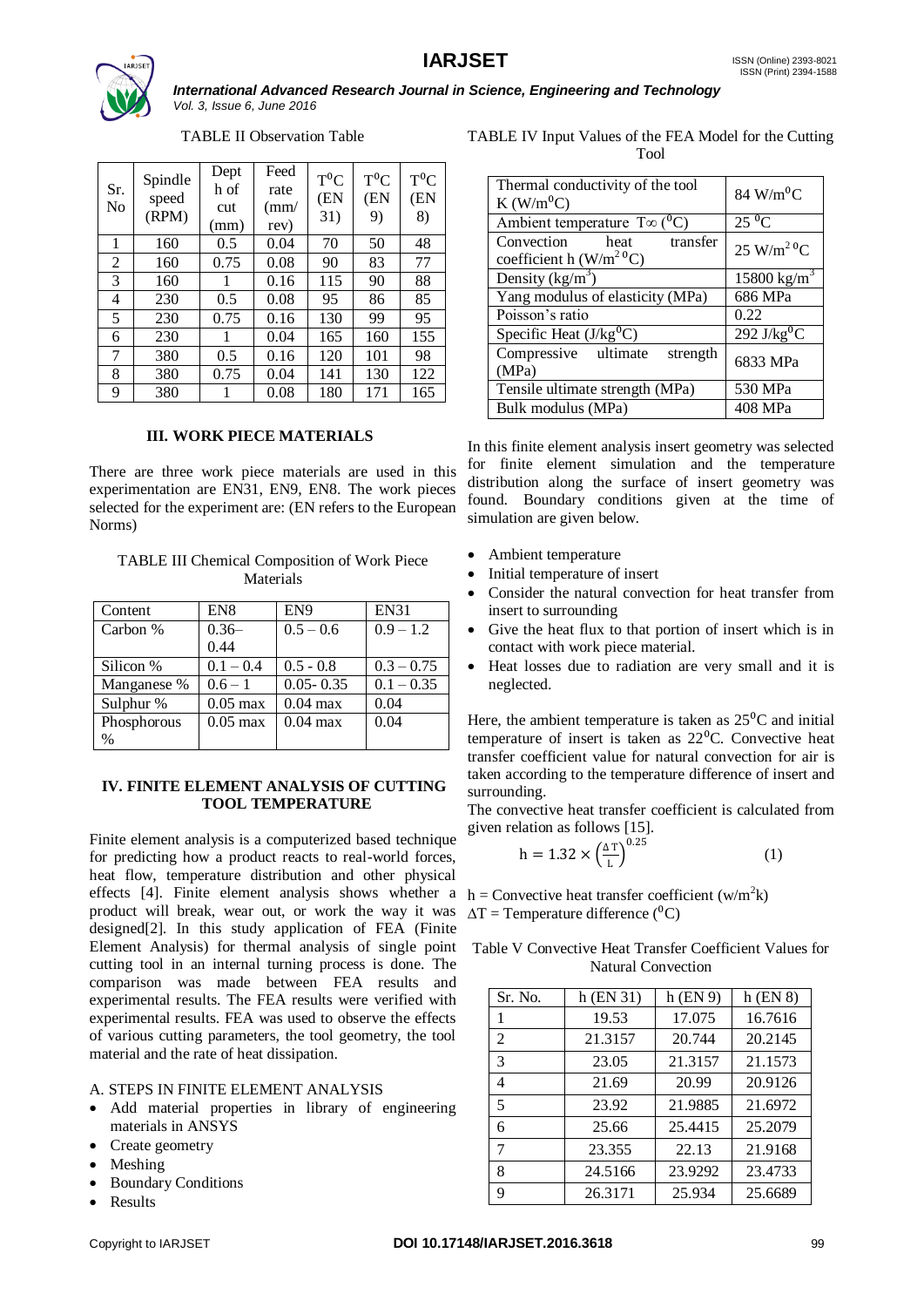TABLE II Observation Table

| Sr. No | Spindle speed (RPM) | Depth of cut (mm) | Feed rate (mm/rev) | $T^0C$ (EN 31) | $T^0C$ (EN 9) | $T^0C$ (EN 8) |
|---|---|---|---|---|---|---|
| 1 | 160 | 0.5 | 0.04 | 70 | 50 | 48 |
| 2 | 160 | 0.75 | 0.08 | 90 | 83 | 77 |
| 3 | 160 | 1 | 0.16 | 115 | 90 | 88 |
| 4 | 230 | 0.5 | 0.08 | 95 | 86 | 85 |
| 5 | 230 | 0.75 | 0.16 | 130 | 99 | 95 |
| 6 | 230 | 1 | 0.04 | 165 | 160 | 155 |
| 7 | 380 | 0.5 | 0.16 | 120 | 101 | 98 |
| 8 | 380 | 0.75 | 0.04 | 141 | 130 | 122 |
| 9 | 380 | 1 | 0.08 | 180 | 171 | 165 |

## III. WORK PIECE MATERIALS

There are three work piece materials are used in this experimentation are EN31, EN9, EN8. The work pieces selected for the experiment are: (EN refers to the European Norms)

TABLE III Chemical Composition of Work Piece Materials

| Content | EN8 | EN9 | EN31 |
|---|---|---|---|
| Carbon % | 0.36–0.44 | 0.5 – 0.6 | 0.9 – 1.2 |
| Silicon % | 0.1 – 0.4 | 0.5 - 0.8 | 0.3 – 0.75 |
| Manganese % | 0.6 – 1 | 0.05- 0.35 | 0.1 – 0.35 |
| Sulphur % | 0.05 max | 0.04 max | 0.04 |
| Phosphorous % | 0.05 max | 0.04 max | 0.04 |

## IV. FINITE ELEMENT ANALYSIS OF CUTTING TOOL TEMPERATURE

Finite element analysis is a computerized based technique for predicting how a product reacts to real-world forces, heat flow, temperature distribution and other physical effects [4]. Finite element analysis shows whether a product will break, wear out, or work the way it was designed[2]. In this study application of FEA (Finite Element Analysis) for thermal analysis of single point cutting tool in an internal turning process is done. The comparison was made between FEA results and experimental results. The FEA results were verified with experimental results. FEA was used to observe the effects of various cutting parameters, the tool geometry, the tool material and the rate of heat dissipation.

### A. STEPS IN FINITE ELEMENT ANALYSIS

- Add material properties in library of engineering materials in ANSYS
- Create geometry
- Meshing
- Boundary Conditions
- Results

TABLE IV Input Values of the FEA Model for the Cutting Tool

| Property | Value |
|---|---|
| Thermal conductivity of the tool K ($W/m^0C$) | 84 $W/m^0C$ |
| Ambient temperature $T\infty$ ($^0C$) | 25 $^0C$ |
| Convection heat transfer coefficient h ($W/m^2\,^0C$) | 25 $W/m^2\,^0C$ |
| Density ($kg/m^3$) | 15800 $kg/m^3$ |
| Yang modulus of elasticity (MPa) | 686 MPa |
| Poisson's ratio | 0.22 |
| Specific Heat ($J/kg^0C$) | 292 $J/kg^0C$ |
| Compressive ultimate strength (MPa) | 6833 MPa |
| Tensile ultimate strength (MPa) | 530 MPa |
| Bulk modulus (MPa) | 408 MPa |

In this finite element analysis insert geometry was selected for finite element simulation and the temperature distribution along the surface of insert geometry was found. Boundary conditions given at the time of simulation are given below.

- Ambient temperature
- Initial temperature of insert
- Consider the natural convection for heat transfer from insert to surrounding
- Give the heat flux to that portion of insert which is in contact with work piece material.
- Heat losses due to radiation are very small and it is neglected.

Here, the ambient temperature is taken as $25^0C$ and initial temperature of insert is taken as $22^0C$. Convective heat transfer coefficient value for natural convection for air is taken according to the temperature difference of insert and surrounding.

The convective heat transfer coefficient is calculated from given relation as follows [15].

$$h = 1.32 \times \left(\frac{\Delta T}{L}\right)^{0.25} \qquad (1)$$

h = Convective heat transfer coefficient ($w/m^2k$)
$\Delta T$ = Temperature difference ($^0C$)

Table V Convective Heat Transfer Coefficient Values for Natural Convection

| Sr. No. | h (EN 31) | h (EN 9) | h (EN 8) |
|---|---|---|---|
| 1 | 19.53 | 17.075 | 16.7616 |
| 2 | 21.3157 | 20.744 | 20.2145 |
| 3 | 23.05 | 21.3157 | 21.1573 |
| 4 | 21.69 | 20.99 | 20.9126 |
| 5 | 23.92 | 21.9885 | 21.6972 |
| 6 | 25.66 | 25.4415 | 25.2079 |
| 7 | 23.355 | 22.13 | 21.9168 |
| 8 | 24.5166 | 23.9292 | 23.4733 |
| 9 | 26.3171 | 25.934 | 25.6689 |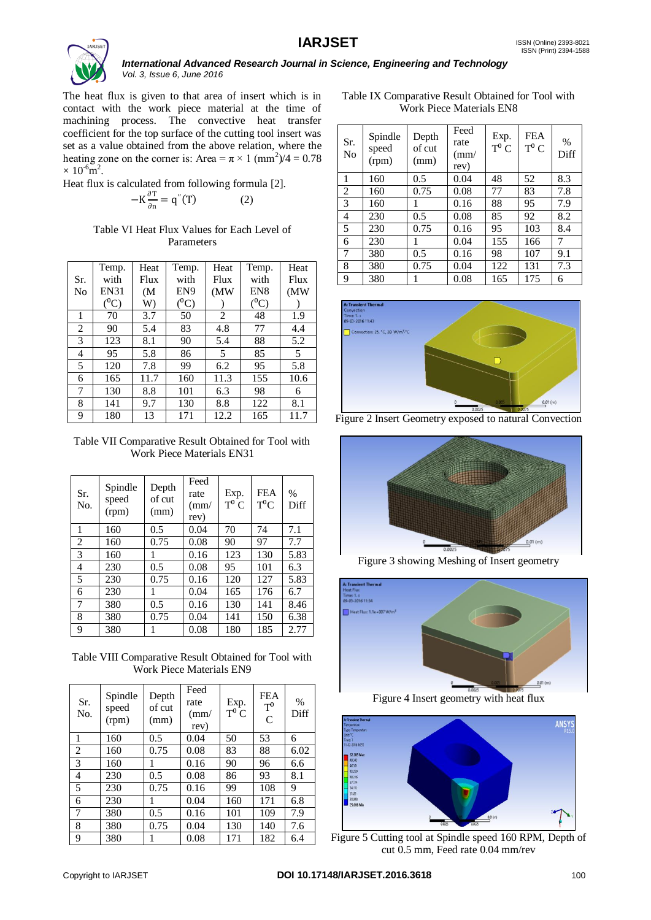The heat flux is given to that area of insert which is in contact with the work piece material at the time of machining process. The convective heat transfer coefficient for the top surface of the cutting tool insert was set as a value obtained from the above relation, where the heating zone on the corner is: Area = $\pi \times 1$ (mm$^2$)/4 = 0.78 $\times 10^{-6}$m$^2$.

Heat flux is calculated from following formula [2].

$$-K\frac{\partial T}{\partial n} = q''(T) \qquad (2)$$

Table VI Heat Flux Values for Each Level of Parameters

| Sr. No | Temp. with EN31 ($^0$C) | Heat Flux (MW) | Temp. with EN9 ($^0$C) | Heat Flux (MW) | Temp. with EN8 ($^0$C) | Heat Flux (MW) |
|---|---|---|---|---|---|---|
| 1 | 70 | 3.7 | 50 | 2 | 48 | 1.9 |
| 2 | 90 | 5.4 | 83 | 4.8 | 77 | 4.4 |
| 3 | 123 | 8.1 | 90 | 5.4 | 88 | 5.2 |
| 4 | 95 | 5.8 | 86 | 5 | 85 | 5 |
| 5 | 120 | 7.8 | 99 | 6.2 | 95 | 5.8 |
| 6 | 165 | 11.7 | 160 | 11.3 | 155 | 10.6 |
| 7 | 130 | 8.8 | 101 | 6.3 | 98 | 6 |
| 8 | 141 | 9.7 | 130 | 8.8 | 122 | 8.1 |
| 9 | 180 | 13 | 171 | 12.2 | 165 | 11.7 |

Table VII Comparative Result Obtained for Tool with Work Piece Materials EN31

| Sr. No. | Spindle speed (rpm) | Depth of cut (mm) | Feed rate (mm/ rev) | Exp. T$^0$ C | FEA T$^0$C | % Diff |
|---|---|---|---|---|---|---|
| 1 | 160 | 0.5 | 0.04 | 70 | 74 | 7.1 |
| 2 | 160 | 0.75 | 0.08 | 90 | 97 | 7.7 |
| 3 | 160 | 1 | 0.16 | 123 | 130 | 5.83 |
| 4 | 230 | 0.5 | 0.08 | 95 | 101 | 6.3 |
| 5 | 230 | 0.75 | 0.16 | 120 | 127 | 5.83 |
| 6 | 230 | 1 | 0.04 | 165 | 176 | 6.7 |
| 7 | 380 | 0.5 | 0.16 | 130 | 141 | 8.46 |
| 8 | 380 | 0.75 | 0.04 | 141 | 150 | 6.38 |
| 9 | 380 | 1 | 0.08 | 180 | 185 | 2.77 |

Table VIII Comparative Result Obtained for Tool with Work Piece Materials EN9

| Sr. No. | Spindle speed (rpm) | Depth of cut (mm) | Feed rate (mm/ rev) | Exp. T$^0$ C | FEA T$^0$ C | % Diff |
|---|---|---|---|---|---|---|
| 1 | 160 | 0.5 | 0.04 | 50 | 53 | 6 |
| 2 | 160 | 0.75 | 0.08 | 83 | 88 | 6.02 |
| 3 | 160 | 1 | 0.16 | 90 | 96 | 6.6 |
| 4 | 230 | 0.5 | 0.08 | 86 | 93 | 8.1 |
| 5 | 230 | 0.75 | 0.16 | 99 | 108 | 9 |
| 6 | 230 | 1 | 0.04 | 160 | 171 | 6.8 |
| 7 | 380 | 0.5 | 0.16 | 101 | 109 | 7.9 |
| 8 | 380 | 0.75 | 0.04 | 130 | 140 | 7.6 |
| 9 | 380 | 1 | 0.08 | 171 | 182 | 6.4 |

Table IX Comparative Result Obtained for Tool with Work Piece Materials EN8

| Sr. No | Spindle speed (rpm) | Depth of cut (mm) | Feed rate (mm/ rev) | Exp. T$^0$ C | FEA T$^0$ C | % Diff |
|---|---|---|---|---|---|---|
| 1 | 160 | 0.5 | 0.04 | 48 | 52 | 8.3 |
| 2 | 160 | 0.75 | 0.08 | 77 | 83 | 7.8 |
| 3 | 160 | 1 | 0.16 | 88 | 95 | 7.9 |
| 4 | 230 | 0.5 | 0.08 | 85 | 92 | 8.2 |
| 5 | 230 | 0.75 | 0.16 | 95 | 103 | 8.4 |
| 6 | 230 | 1 | 0.04 | 155 | 166 | 7 |
| 7 | 380 | 0.5 | 0.16 | 98 | 107 | 9.1 |
| 8 | 380 | 0.75 | 0.04 | 122 | 131 | 7.3 |
| 9 | 380 | 1 | 0.08 | 165 | 175 | 6 |

Figure 2 Insert Geometry exposed to natural Convection

Figure 3 showing Meshing of Insert geometry

Figure 4 Insert geometry with heat flux

Figure 5 Cutting tool at Spindle speed 160 RPM, Depth of cut 0.5 mm, Feed rate 0.04 mm/rev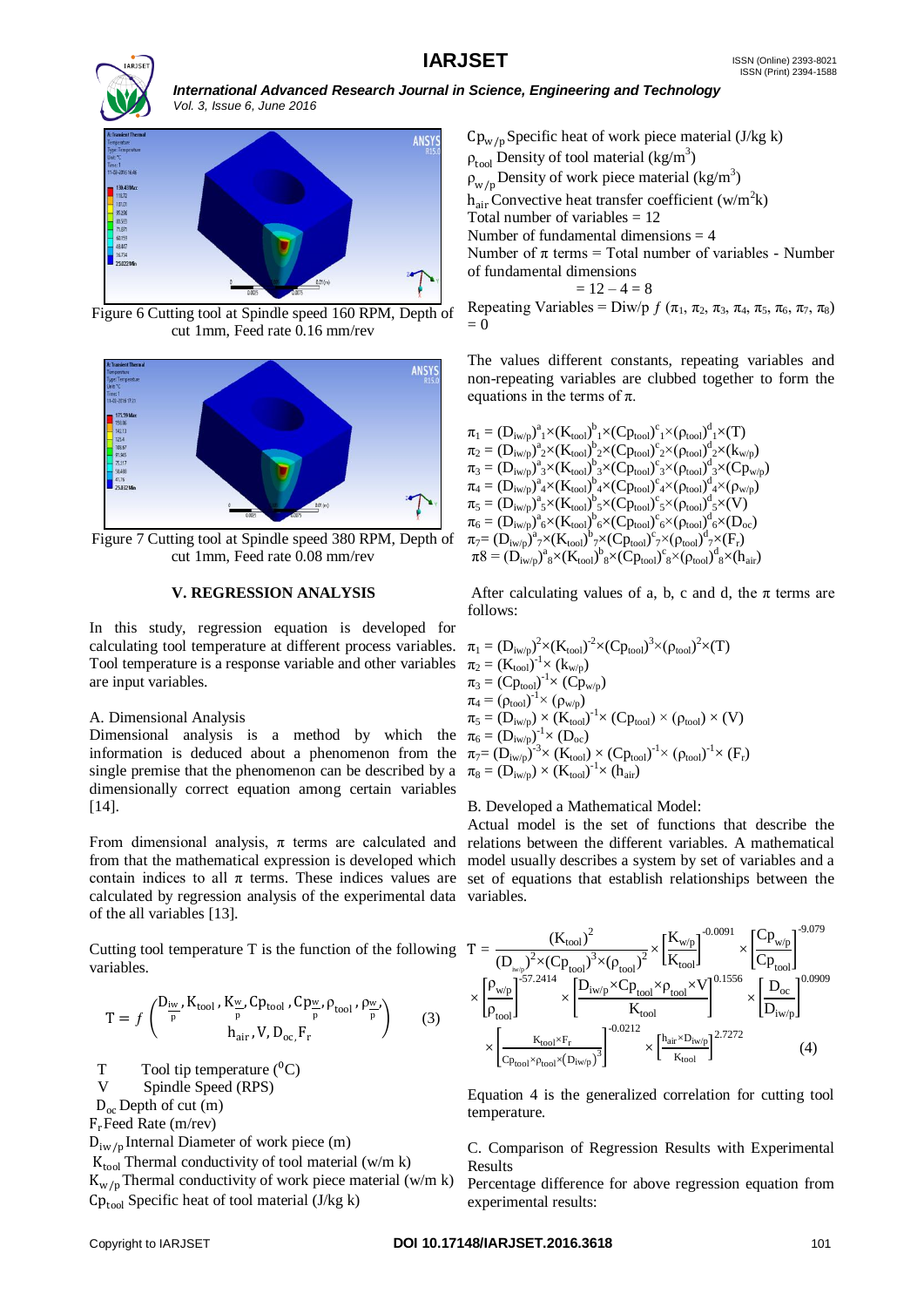Figure 6 Cutting tool at Spindle speed 160 RPM, Depth of cut 1mm, Feed rate 0.16 mm/rev

Figure 7 Cutting tool at Spindle speed 380 RPM, Depth of cut 1mm, Feed rate 0.08 mm/rev

## V. REGRESSION ANALYSIS

In this study, regression equation is developed for calculating tool temperature at different process variables. Tool temperature is a response variable and other variables are input variables.

A. Dimensional Analysis

Dimensional analysis is a method by which the information is deduced about a phenomenon from the single premise that the phenomenon can be described by a dimensionally correct equation among certain variables [14].

From dimensional analysis, π terms are calculated and from that the mathematical expression is developed which contain indices to all π terms. These indices values are calculated by regression analysis of the experimental data of the all variables [13].

Cutting tool temperature T is the function of the following variables.

$$T = f\begin{pmatrix} D_{\frac{iw}{p}}, K_{tool}, K_{\frac{w}{p}}, Cp_{tool}, Cp_{\frac{w}{p}}, \rho_{tool}, \rho_{\frac{w}{p}} \\ h_{air}, V, D_{oc}, F_r \end{pmatrix} \quad (3)$$

T Tool tip temperature ($^0$C)

V Spindle Speed (RPS)

$D_{oc}$ Depth of cut (m)

$F_r$ Feed Rate (m/rev)

$D_{iw/p}$ Internal Diameter of work piece (m)

$K_{tool}$ Thermal conductivity of tool material (w/m k)

$K_{w/p}$ Thermal conductivity of work piece material (w/m k)

$Cp_{tool}$ Specific heat of tool material (J/kg k)

$Cp_{w/p}$ Specific heat of work piece material (J/kg k)

$\rho_{tool}$ Density of tool material (kg/m$^3$)

$\rho_{w/p}$ Density of work piece material (kg/m$^3$)

$h_{air}$ Convective heat transfer coefficient (w/m$^2$k)

Total number of variables = 12

Number of fundamental dimensions = 4

Number of π terms = Total number of variables - Number of fundamental dimensions

= 12 – 4 = 8

Repeating Variables = Diw/p $f$ ($\pi_1, \pi_2, \pi_3, \pi_4, \pi_5, \pi_6, \pi_7, \pi_8$) = 0

The values different constants, repeating variables and non-repeating variables are clubbed together to form the equations in the terms of π.

$\pi_1 = (D_{iw/p})^{a}{}_1 \times (K_{tool})^{b}{}_1 \times (Cp_{tool})^{c}{}_1 \times (\rho_{tool})^{d}{}_1 \times (T)$

$\pi_2 = (D_{iw/p})^{a}{}_2 \times (K_{tool})^{b}{}_2 \times (Cp_{tool})^{c}{}_2 \times (\rho_{tool})^{d}{}_2 \times (k_{w/p})$

$\pi_3 = (D_{iw/p})^{a}{}_3 \times (K_{tool})^{b}{}_3 \times (Cp_{tool})^{c}{}_3 \times (\rho_{tool})^{d}{}_3 \times (Cp_{w/p})$

$\pi_4 = (D_{iw/p})^{a}{}_4 \times (K_{tool})^{b}{}_4 \times (Cp_{tool})^{c}{}_4 \times (\rho_{tool})^{d}{}_4 \times (\rho_{w/p})$

$\pi_5 = (D_{iw/p})^{a}{}_5 \times (K_{tool})^{b}{}_5 \times (Cp_{tool})^{c}{}_5 \times (\rho_{tool})^{d}{}_5 \times (V)$

$\pi_6 = (D_{iw/p})^{a}{}_6 \times (K_{tool})^{b}{}_6 \times (Cp_{tool})^{c}{}_6 \times (\rho_{tool})^{d}{}_6 \times (D_{oc})$

$\pi_7 = (D_{iw/p})^{a}{}_7 \times (K_{tool})^{b}{}_7 \times (Cp_{tool})^{c}{}_7 \times (\rho_{tool})^{d}{}_7 \times (F_r)$

$\pi 8 = (D_{iw/p})^{a}{}_8 \times (K_{tool})^{b}{}_8 \times (Cp_{tool})^{c}{}_8 \times (\rho_{tool})^{d}{}_8 \times (h_{air})$

After calculating values of a, b, c and d, the π terms are as follows:

$\pi_1 = (D_{iw/p})^2 \times (K_{tool})^{-2} \times (Cp_{tool})^3 \times (\rho_{tool})^2 \times (T)$

$\pi_2 = (K_{tool})^{-1} \times (k_{w/p})$

$\pi_3 = (Cp_{tool})^{-1} \times (Cp_{w/p})$

$\pi_4 = (\rho_{tool})^{-1} \times (\rho_{w/p})$

$\pi_5 = (D_{iw/p}) \times (K_{tool})^{-1} \times (Cp_{tool}) \times (\rho_{tool}) \times (V)$

$\pi_6 = (D_{iw/p})^{-1} \times (D_{oc})$

$\pi_7 = (D_{iw/p})^{-3} \times (K_{tool}) \times (Cp_{tool})^{-1} \times (\rho_{tool})^{-1} \times (F_r)$

$\pi_8 = (D_{iw/p}) \times (K_{tool})^{-1} \times (h_{air})$

B. Developed a Mathematical Model:

Actual model is the set of functions that describe the relations between the different variables. A mathematical model usually describes a system by set of variables and a set of equations that establish relationships between the variables.

$$T = \frac{(K_{tool})^2}{(D_{iw/p})^2 \times (Cp_{tool})^3 \times (\rho_{tool})^2} \times \left[\frac{K_{w/p}}{K_{tool}}\right]^{-0.0091} \times \left[\frac{Cp_{w/p}}{Cp_{tool}}\right]^{-9.079} \times \left[\frac{\rho_{w/p}}{\rho_{tool}}\right]^{-57.2414} \times \left[\frac{D_{iw/p} \times Cp_{tool} \times \rho_{tool} \times V}{K_{tool}}\right]^{0.1556} \times \left[\frac{D_{oc}}{D_{iw/p}}\right]^{0.0909} \times \left[\frac{K_{tool} \times F_r}{Cp_{tool} \times \rho_{tool} \times (D_{iw/p})^3}\right]^{-0.0212} \times \left[\frac{h_{air} \times D_{iw/p}}{K_{tool}}\right]^{2.7272} \quad (4)$$

Equation 4 is the generalized correlation for cutting tool temperature.

C. Comparison of Regression Results with Experimental Results

Percentage difference for above regression equation from experimental results: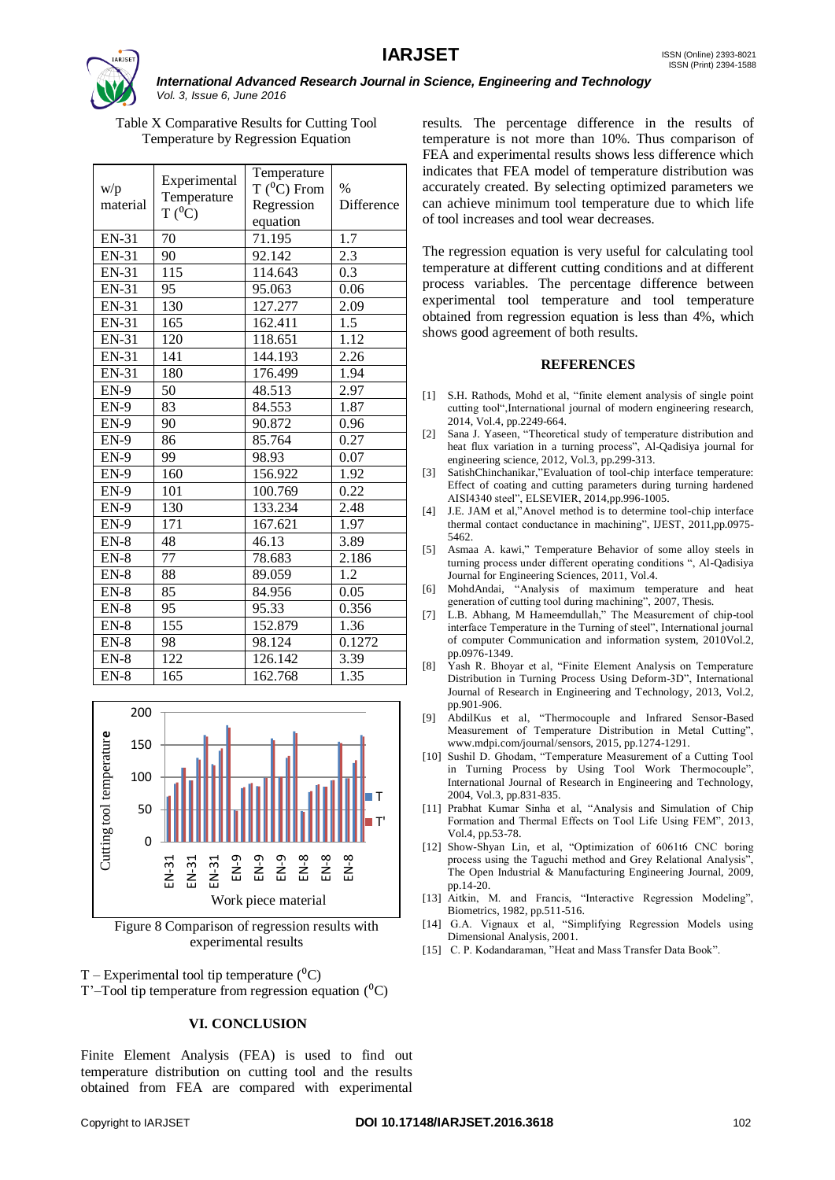Table X Comparative Results for Cutting Tool Temperature by Regression Equation

| w/p material | Experimental Temperature T ($^0$C) | Temperature T ($^0$C) From Regression equation | % Difference |
|---|---|---|---|
| EN-31 | 70 | 71.195 | 1.7 |
| EN-31 | 90 | 92.142 | 2.3 |
| EN-31 | 115 | 114.643 | 0.3 |
| EN-31 | 95 | 95.063 | 0.06 |
| EN-31 | 130 | 127.277 | 2.09 |
| EN-31 | 165 | 162.411 | 1.5 |
| EN-31 | 120 | 118.651 | 1.12 |
| EN-31 | 141 | 144.193 | 2.26 |
| EN-31 | 180 | 176.499 | 1.94 |
| EN-9 | 50 | 48.513 | 2.97 |
| EN-9 | 83 | 84.553 | 1.87 |
| EN-9 | 90 | 90.872 | 0.96 |
| EN-9 | 86 | 85.764 | 0.27 |
| EN-9 | 99 | 98.93 | 0.07 |
| EN-9 | 160 | 156.922 | 1.92 |
| EN-9 | 101 | 100.769 | 0.22 |
| EN-9 | 130 | 133.234 | 2.48 |
| EN-9 | 171 | 167.621 | 1.97 |
| EN-8 | 48 | 46.13 | 3.89 |
| EN-8 | 77 | 78.683 | 2.186 |
| EN-8 | 88 | 89.059 | 1.2 |
| EN-8 | 85 | 84.956 | 0.05 |
| EN-8 | 95 | 95.33 | 0.356 |
| EN-8 | 155 | 152.879 | 1.36 |
| EN-8 | 98 | 98.124 | 0.1272 |
| EN-8 | 122 | 126.142 | 3.39 |
| EN-8 | 165 | 162.768 | 1.35 |

Cutting tool temperature

200
150
100
50
0

EN-31 EN-31 EN-31 EN-9 EN-9 EN-9 EN-8 EN-8 EN-8

Work piece material

T
T'

Figure 8 Comparison of regression results with experimental results

T – Experimental tool tip temperature ($^0$C)
T'–Tool tip temperature from regression equation ($^0$C)

## VI. CONCLUSION

Finite Element Analysis (FEA) is used to find out temperature distribution on cutting tool and the results obtained from FEA are compared with experimental results. The percentage difference in the results of temperature is not more than 10%. Thus comparison of FEA and experimental results shows less difference which indicates that FEA model of temperature distribution was accurately created. By selecting optimized parameters we can achieve minimum tool temperature due to which life of tool increases and tool wear decreases.

The regression equation is very useful for calculating tool temperature at different cutting conditions and at different process variables. The percentage difference between experimental tool temperature and tool temperature obtained from regression equation is less than 4%, which shows good agreement of both results.

## REFERENCES

[1] S.H. Rathods, Mohd et al, "finite element analysis of single point cutting tool",International journal of modern engineering research, 2014, Vol.4, pp.2249-664.

[2] Sana J. Yaseen, "Theoretical study of temperature distribution and heat flux variation in a turning process", Al-Qadisiya journal for engineering science, 2012, Vol.3, pp.299-313.

[3] SatishChinchanikar,"Evaluation of tool-chip interface temperature: Effect of coating and cutting parameters during turning hardened AISI4340 steel", ELSEVIER, 2014,pp.996-1005.

[4] J.E. JAM et al,"Anovel method is to determine tool-chip interface thermal contact conductance in machining", IJEST, 2011,pp.0975-5462.

[5] Asmaa A. kawi," Temperature Behavior of some alloy steels in turning process under different operating conditions ", Al-Qadisiya Journal for Engineering Sciences, 2011, Vol.4.

[6] MohdAndai, "Analysis of maximum temperature and heat generation of cutting tool during machining", 2007, Thesis.

[7] L.B. Abhang, M Hameemdullah," The Measurement of chip-tool interface Temperature in the Turning of steel", International journal of computer Communication and information system, 2010Vol.2, pp.0976-1349.

[8] Yash R. Bhoyar et al, "Finite Element Analysis on Temperature Distribution in Turning Process Using Deform-3D", International Journal of Research in Engineering and Technology, 2013, Vol.2, pp.901-906.

[9] AbdilKus et al, "Thermocouple and Infrared Sensor-Based Measurement of Temperature Distribution in Metal Cutting", www.mdpi.com/journal/sensors, 2015, pp.1274-1291.

[10] Sushil D. Ghodam, "Temperature Measurement of a Cutting Tool in Turning Process by Using Tool Work Thermocouple", International Journal of Research in Engineering and Technology, 2004, Vol.3, pp.831-835.

[11] Prabhat Kumar Sinha et al, "Analysis and Simulation of Chip Formation and Thermal Effects on Tool Life Using FEM", 2013, Vol.4, pp.53-78.

[12] Show-Shyan Lin, et al, "Optimization of 6061t6 CNC boring process using the Taguchi method and Grey Relational Analysis", The Open Industrial & Manufacturing Engineering Journal, 2009, pp.14-20.

[13] Aitkin, M. and Francis, "Interactive Regression Modeling", Biometrics, 1982, pp.511-516.

[14] G.A. Vignaux et al, "Simplifying Regression Models using Dimensional Analysis, 2001.

[15] C. P. Kodandaraman, "Heat and Mass Transfer Data Book".